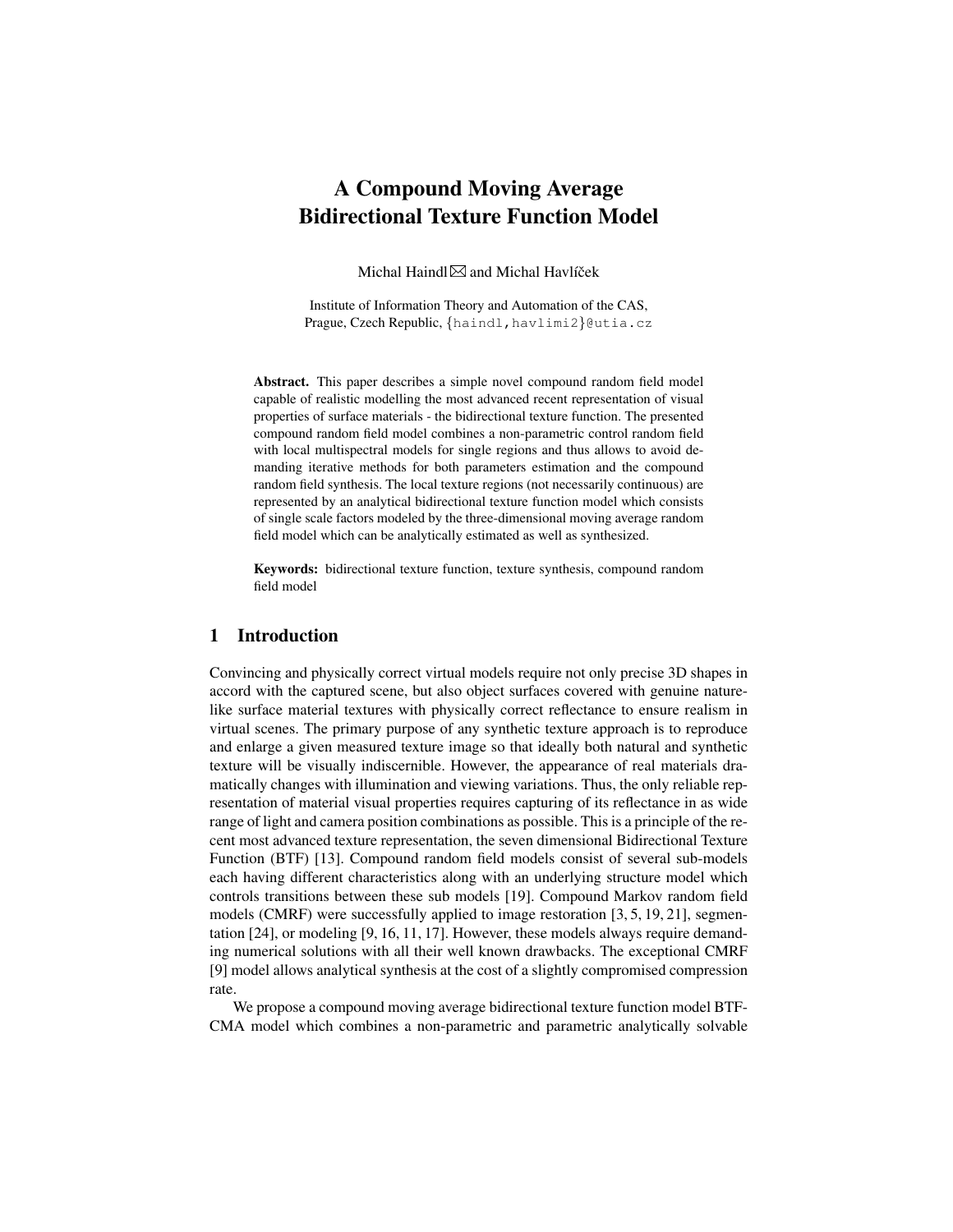# A Compound Moving Average Bidirectional Texture Function Model

Michal Haindl ✉ and Michal Havlíček

Institute of Information Theory and Automation of the CAS,
Prague, Czech Republic, {haindl,havlimi2}@utia.cz

**Abstract.** This paper describes a simple novel compound random field model capable of realistic modelling the most advanced recent representation of visual properties of surface materials - the bidirectional texture function. The presented compound random field model combines a non-parametric control random field with local multispectral models for single regions and thus allows to avoid demanding iterative methods for both parameters estimation and the compound random field synthesis. The local texture regions (not necessarily continuous) are represented by an analytical bidirectional texture function model which consists of single scale factors modeled by the three-dimensional moving average random field model which can be analytically estimated as well as synthesized.

**Keywords:** bidirectional texture function, texture synthesis, compound random field model

## 1 Introduction

Convincing and physically correct virtual models require not only precise 3D shapes in accord with the captured scene, but also object surfaces covered with genuine nature-like surface material textures with physically correct reflectance to ensure realism in virtual scenes. The primary purpose of any synthetic texture approach is to reproduce and enlarge a given measured texture image so that ideally both natural and synthetic texture will be visually indiscernible. However, the appearance of real materials dramatically changes with illumination and viewing variations. Thus, the only reliable representation of material visual properties requires capturing of its reflectance in as wide range of light and camera position combinations as possible. This is a principle of the recent most advanced texture representation, the seven dimensional Bidirectional Texture Function (BTF) [13]. Compound random field models consist of several sub-models each having different characteristics along with an underlying structure model which controls transitions between these sub models [19]. Compound Markov random field models (CMRF) were successfully applied to image restoration [3, 5, 19, 21], segmentation [24], or modeling [9, 16, 11, 17]. However, these models always require demanding numerical solutions with all their well known drawbacks. The exceptional CMRF [9] model allows analytical synthesis at the cost of a slightly compromised compression rate.

We propose a compound moving average bidirectional texture function model BTF-CMA model which combines a non-parametric and parametric analytically solvable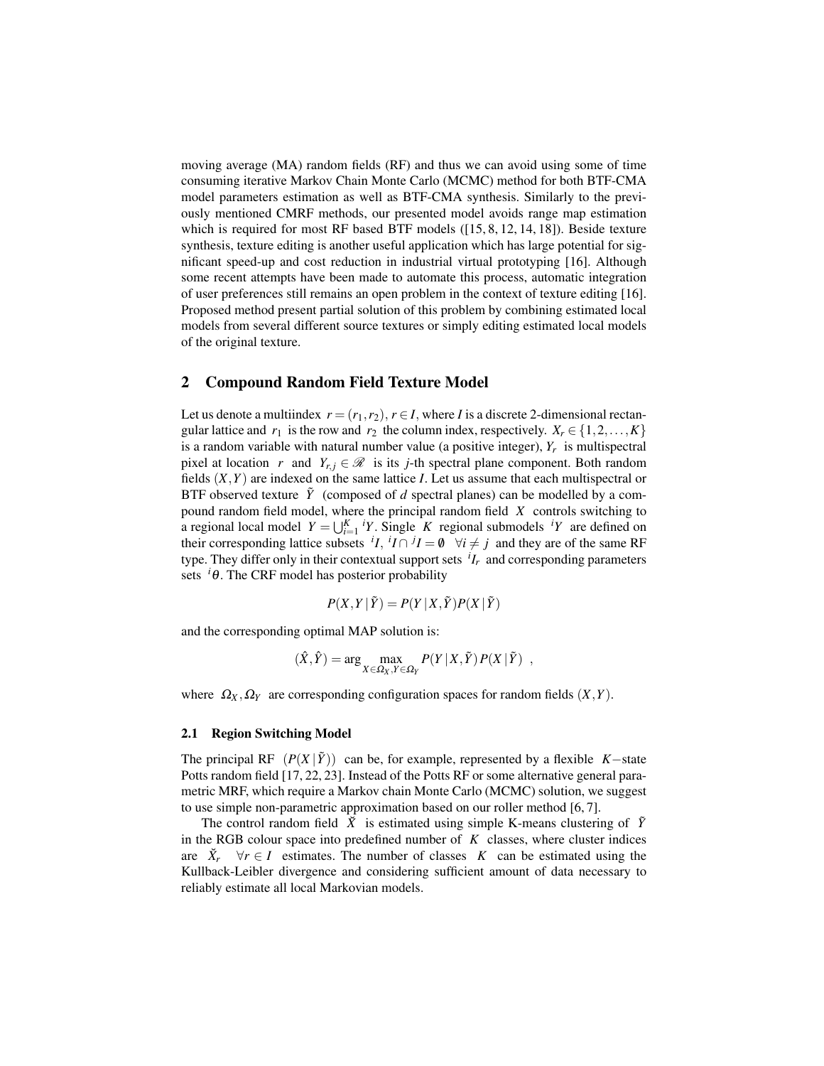moving average (MA) random fields (RF) and thus we can avoid using some of time consuming iterative Markov Chain Monte Carlo (MCMC) method for both BTF-CMA model parameters estimation as well as BTF-CMA synthesis. Similarly to the previously mentioned CMRF methods, our presented model avoids range map estimation which is required for most RF based BTF models ([15, 8, 12, 14, 18]). Beside texture synthesis, texture editing is another useful application which has large potential for significant speed-up and cost reduction in industrial virtual prototyping [16]. Although some recent attempts have been made to automate this process, automatic integration of user preferences still remains an open problem in the context of texture editing [16]. Proposed method present partial solution of this problem by combining estimated local models from several different source textures or simply editing estimated local models of the original texture.

## 2 Compound Random Field Texture Model

Let us denote a multiindex $r = (r_1, r_2), r \in I$, where $I$ is a discrete 2-dimensional rectangular lattice and $r_1$ is the row and $r_2$ the column index, respectively. $X_r \in \{1, 2, \ldots, K\}$ is a random variable with natural number value (a positive integer), $Y_r$ is multispectral pixel at location $r$ and $Y_{r,j} \in \mathscr{R}$ is its $j$-th spectral plane component. Both random fields $(X,Y)$ are indexed on the same lattice $I$. Let us assume that each multispectral or BTF observed texture $\tilde{Y}$ (composed of $d$ spectral planes) can be modelled by a compound random field model, where the principal random field $X$ controls switching to a regional local model $Y = \bigcup_{i=1}^{K} {}^{i}Y$. Single $K$ regional submodels ${}^{i}Y$ are defined on their corresponding lattice subsets ${}^{i}I$, ${}^{i}I \cap {}^{j}I = \emptyset \quad \forall i \neq j$ and they are of the same RF type. They differ only in their contextual support sets ${}^{i}I_r$ and corresponding parameters sets ${}^{i}\theta$. The CRF model has posterior probability

$$P(X,Y \mid \tilde{Y}) = P(Y \mid X, \tilde{Y}) P(X \mid \tilde{Y})$$

and the corresponding optimal MAP solution is:

$$(\hat{X}, \hat{Y}) = \arg \max_{X \in \Omega_X, Y \in \Omega_Y} P(Y \mid X, \tilde{Y}) \, P(X \mid \tilde{Y}) \ ,$$

where $\Omega_X, \Omega_Y$ are corresponding configuration spaces for random fields $(X,Y)$.

### 2.1 Region Switching Model

The principal RF $(P(X \mid \tilde{Y}))$ can be, for example, represented by a flexible $K-$state Potts random field [17, 22, 23]. Instead of the Potts RF or some alternative general parametric MRF, which require a Markov chain Monte Carlo (MCMC) solution, we suggest to use simple non-parametric approximation based on our roller method [6, 7].

The control random field $\breve{X}$ is estimated using simple K-means clustering of $\tilde{Y}$ in the RGB colour space into predefined number of $K$ classes, where cluster indices are $\breve{X}_r \quad \forall r \in I$ estimates. The number of classes $K$ can be estimated using the Kullback-Leibler divergence and considering sufficient amount of data necessary to reliably estimate all local Markovian models.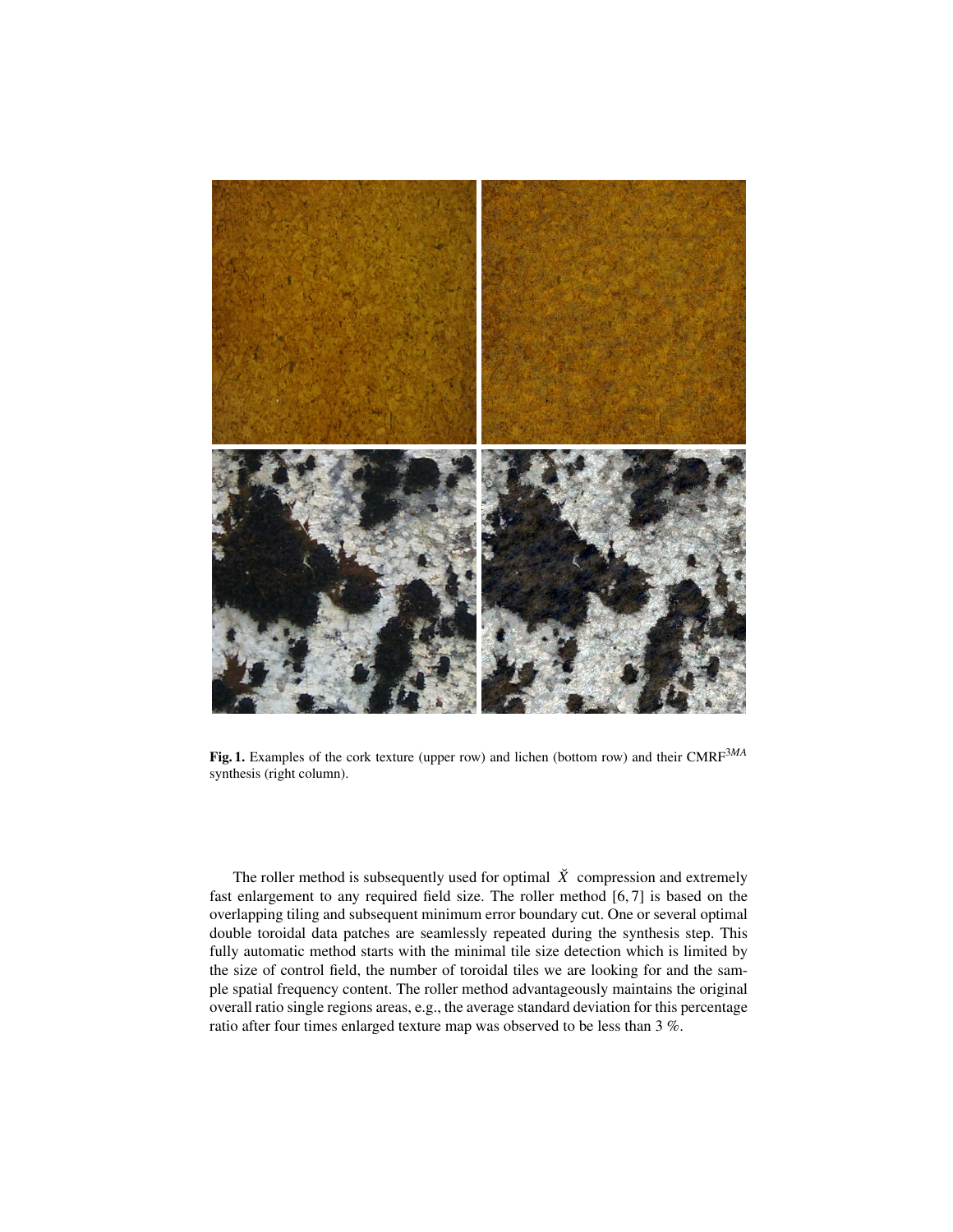Fig. 1. Examples of the cork texture (upper row) and lichen (bottom row) and their CMRF$^{3MA}$ synthesis (right column).

The roller method is subsequently used for optimal $\check{X}$ compression and extremely fast enlargement to any required field size. The roller method [6, 7] is based on the overlapping tiling and subsequent minimum error boundary cut. One or several optimal double toroidal data patches are seamlessly repeated during the synthesis step. This fully automatic method starts with the minimal tile size detection which is limited by the size of control field, the number of toroidal tiles we are looking for and the sample spatial frequency content. The roller method advantageously maintains the original overall ratio single regions areas, e.g., the average standard deviation for this percentage ratio after four times enlarged texture map was observed to be less than 3 %.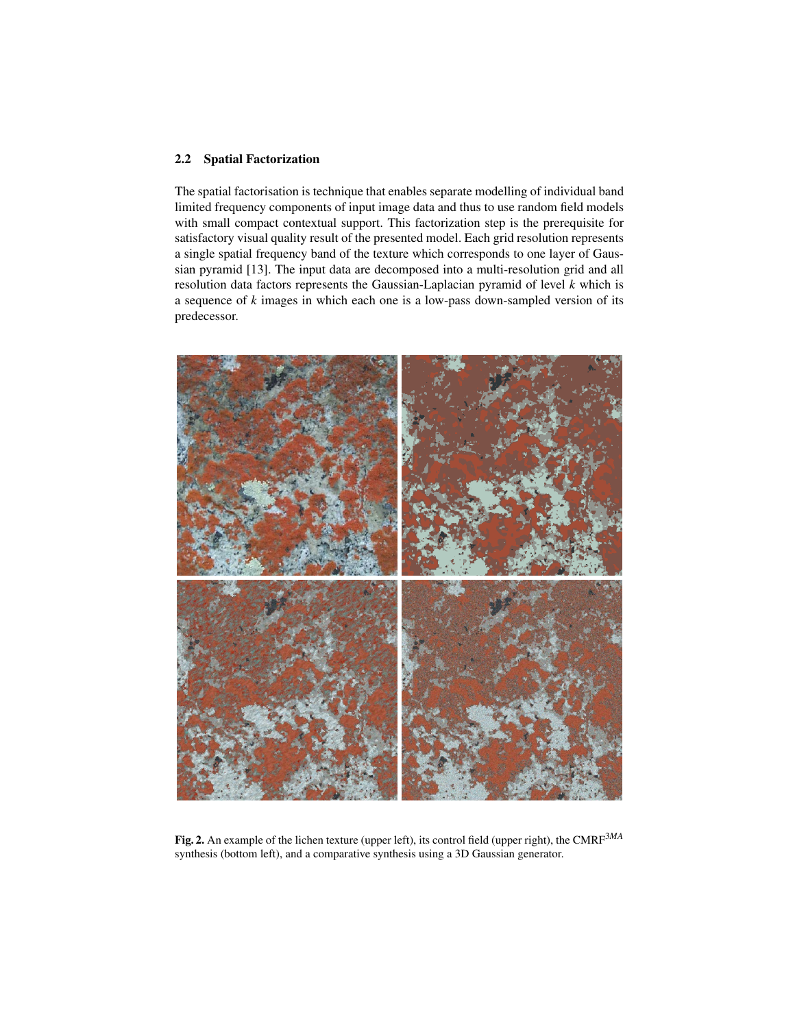### 2.2 Spatial Factorization

The spatial factorisation is technique that enables separate modelling of individual band limited frequency components of input image data and thus to use random field models with small compact contextual support. This factorization step is the prerequisite for satisfactory visual quality result of the presented model. Each grid resolution represents a single spatial frequency band of the texture which corresponds to one layer of Gaussian pyramid [13]. The input data are decomposed into a multi-resolution grid and all resolution data factors represents the Gaussian-Laplacian pyramid of level $k$ which is a sequence of $k$ images in which each one is a low-pass down-sampled version of its predecessor.

**Fig. 2.** An example of the lichen texture (upper left), its control field (upper right), the CMRF$^{3MA}$ synthesis (bottom left), and a comparative synthesis using a 3D Gaussian generator.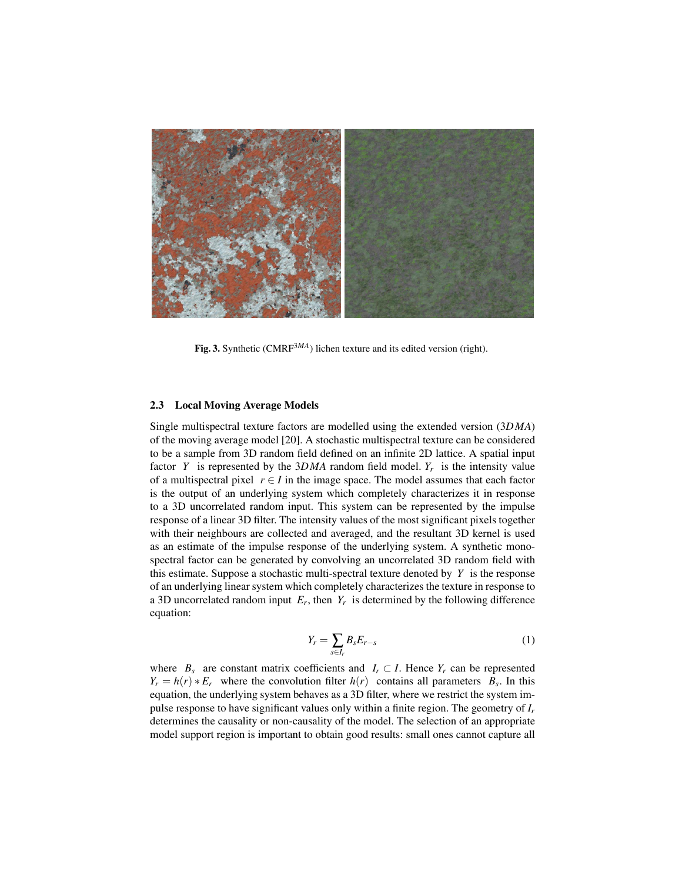Fig. 3. Synthetic (CMRF$^{3MA}$) lichen texture and its edited version (right).

### 2.3 Local Moving Average Models

Single multispectral texture factors are modelled using the extended version ($3DMA$) of the moving average model [20]. A stochastic multispectral texture can be considered to be a sample from 3D random field defined on an infinite 2D lattice. A spatial input factor $Y$ is represented by the $3DMA$ random field model. $Y_r$ is the intensity value of a multispectral pixel $r \in I$ in the image space. The model assumes that each factor is the output of an underlying system which completely characterizes it in response to a 3D uncorrelated random input. This system can be represented by the impulse response of a linear 3D filter. The intensity values of the most significant pixels together with their neighbours are collected and averaged, and the resultant 3D kernel is used as an estimate of the impulse response of the underlying system. A synthetic mono-spectral factor can be generated by convolving an uncorrelated 3D random field with this estimate. Suppose a stochastic multi-spectral texture denoted by $Y$ is the response of an underlying linear system which completely characterizes the texture in response to a 3D uncorrelated random input $E_r$, then $Y_r$ is determined by the following difference equation:

$$Y_r = \sum_{s \in I_r} B_s E_{r-s} \tag{1}$$

where $B_s$ are constant matrix coefficients and $I_r \subset I$. Hence $Y_r$ can be represented $Y_r = h(r) * E_r$ where the convolution filter $h(r)$ contains all parameters $B_s$. In this equation, the underlying system behaves as a 3D filter, where we restrict the system impulse response to have significant values only within a finite region. The geometry of $I_r$ determines the causality or non-causality of the model. The selection of an appropriate model support region is important to obtain good results: small ones cannot capture all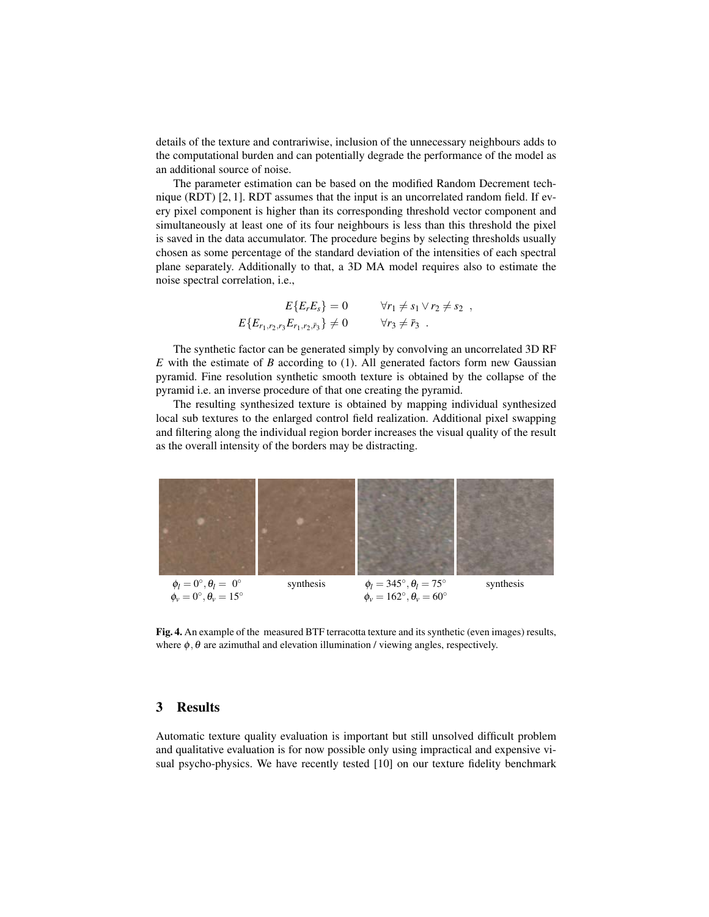details of the texture and contrariwise, inclusion of the unnecessary neighbours adds to the computational burden and can potentially degrade the performance of the model as an additional source of noise.

The parameter estimation can be based on the modified Random Decrement technique (RDT) [2, 1]. RDT assumes that the input is an uncorrelated random field. If every pixel component is higher than its corresponding threshold vector component and simultaneously at least one of its four neighbours is less than this threshold the pixel is saved in the data accumulator. The procedure begins by selecting thresholds usually chosen as some percentage of the standard deviation of the intensities of each spectral plane separately. Additionally to that, a 3D MA model requires also to estimate the noise spectral correlation, i.e.,

$$
\begin{aligned}
E\{E_r E_s\} &= 0 \qquad \forall r_1 \neq s_1 \vee r_2 \neq s_2 \ , \\
E\{E_{r_1,r_2,r_3} E_{r_1,r_2,\bar{r}_3}\} &\neq 0 \qquad \forall r_3 \neq \bar{r}_3 \ .
\end{aligned}
$$

The synthetic factor can be generated simply by convolving an uncorrelated 3D RF $E$ with the estimate of $B$ according to (1). All generated factors form new Gaussian pyramid. Fine resolution synthetic smooth texture is obtained by the collapse of the pyramid i.e. an inverse procedure of that one creating the pyramid.

The resulting synthesized texture is obtained by mapping individual synthesized local sub textures to the enlarged control field realization. Additional pixel swapping and filtering along the individual region border increases the visual quality of the result as the overall intensity of the borders may be distracting.

$\phi_l = 0^\circ, \theta_l = 0^\circ$
$\phi_v = 0^\circ, \theta_v = 15^\circ$

synthesis

$\phi_l = 345^\circ, \theta_l = 75^\circ$
$\phi_v = 162^\circ, \theta_v = 60^\circ$

synthesis

**Fig. 4.** An example of the measured BTF terracotta texture and its synthetic (even images) results, where $\phi, \theta$ are azimuthal and elevation illumination / viewing angles, respectively.

## 3 Results

Automatic texture quality evaluation is important but still unsolved difficult problem and qualitative evaluation is for now possible only using impractical and expensive visual psycho-physics. We have recently tested [10] on our texture fidelity benchmark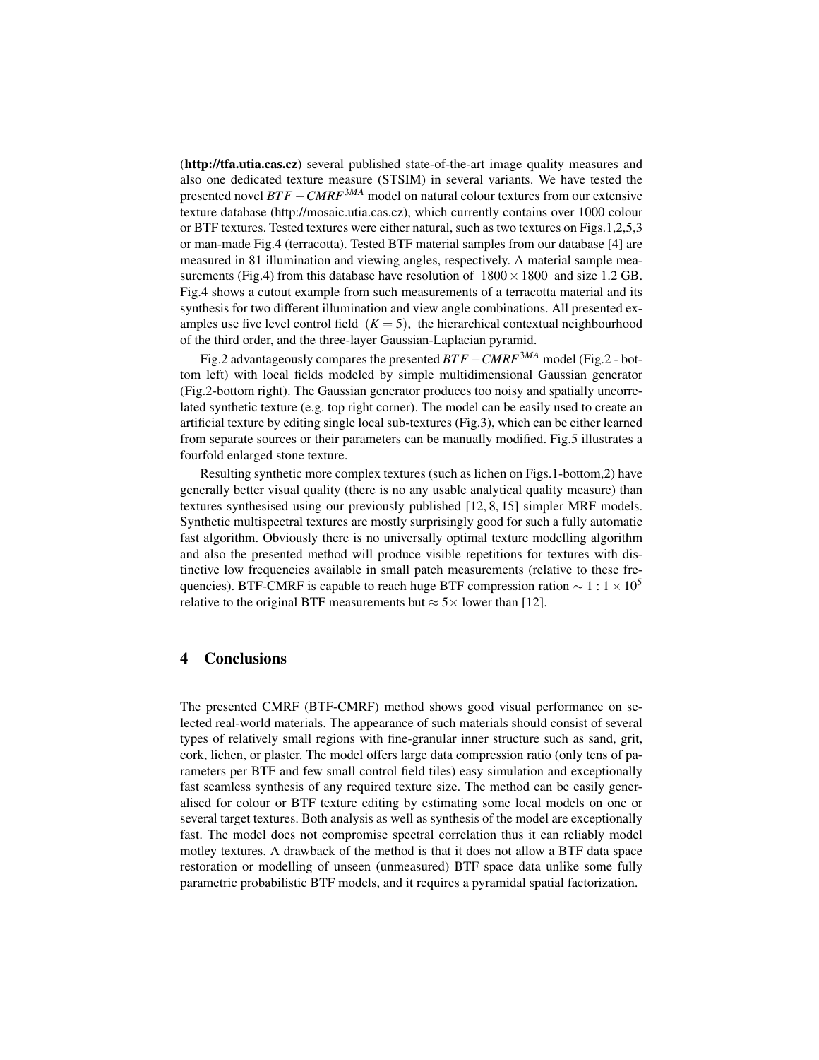(**http://tfa.utia.cas.cz**) several published state-of-the-art image quality measures and also one dedicated texture measure (STSIM) in several variants. We have tested the presented novel $BTF-CMRF^{3MA}$ model on natural colour textures from our extensive texture database (http://mosaic.utia.cas.cz), which currently contains over 1000 colour or BTF textures. Tested textures were either natural, such as two textures on Figs.1,2,5,3 or man-made Fig.4 (terracotta). Tested BTF material samples from our database [4] are measured in 81 illumination and viewing angles, respectively. A material sample measurements (Fig.4) from this database have resolution of $1800 \times 1800$ and size 1.2 GB. Fig.4 shows a cutout example from such measurements of a terracotta material and its synthesis for two different illumination and view angle combinations. All presented examples use five level control field $(K = 5)$, the hierarchical contextual neighbourhood of the third order, and the three-layer Gaussian-Laplacian pyramid.

Fig.2 advantageously compares the presented $BTF-CMRF^{3MA}$ model (Fig.2 - bottom left) with local fields modeled by simple multidimensional Gaussian generator (Fig.2-bottom right). The Gaussian generator produces too noisy and spatially uncorrelated synthetic texture (e.g. top right corner). The model can be easily used to create an artificial texture by editing single local sub-textures (Fig.3), which can be either learned from separate sources or their parameters can be manually modified. Fig.5 illustrates a fourfold enlarged stone texture.

Resulting synthetic more complex textures (such as lichen on Figs.1-bottom,2) have generally better visual quality (there is no any usable analytical quality measure) than textures synthesised using our previously published [12, 8, 15] simpler MRF models. Synthetic multispectral textures are mostly surprisingly good for such a fully automatic fast algorithm. Obviously there is no universally optimal texture modelling algorithm and also the presented method will produce visible repetitions for textures with distinctive low frequencies available in small patch measurements (relative to these frequencies). BTF-CMRF is capable to reach huge BTF compression ration $\sim 1 : 1 \times 10^5$ relative to the original BTF measurements but $\approx 5\times$ lower than [12].

## 4 Conclusions

The presented CMRF (BTF-CMRF) method shows good visual performance on selected real-world materials. The appearance of such materials should consist of several types of relatively small regions with fine-granular inner structure such as sand, grit, cork, lichen, or plaster. The model offers large data compression ratio (only tens of parameters per BTF and few small control field tiles) easy simulation and exceptionally fast seamless synthesis of any required texture size. The method can be easily generalised for colour or BTF texture editing by estimating some local models on one or several target textures. Both analysis as well as synthesis of the model are exceptionally fast. The model does not compromise spectral correlation thus it can reliably model motley textures. A drawback of the method is that it does not allow a BTF data space restoration or modelling of unseen (unmeasured) BTF space data unlike some fully parametric probabilistic BTF models, and it requires a pyramidal spatial factorization.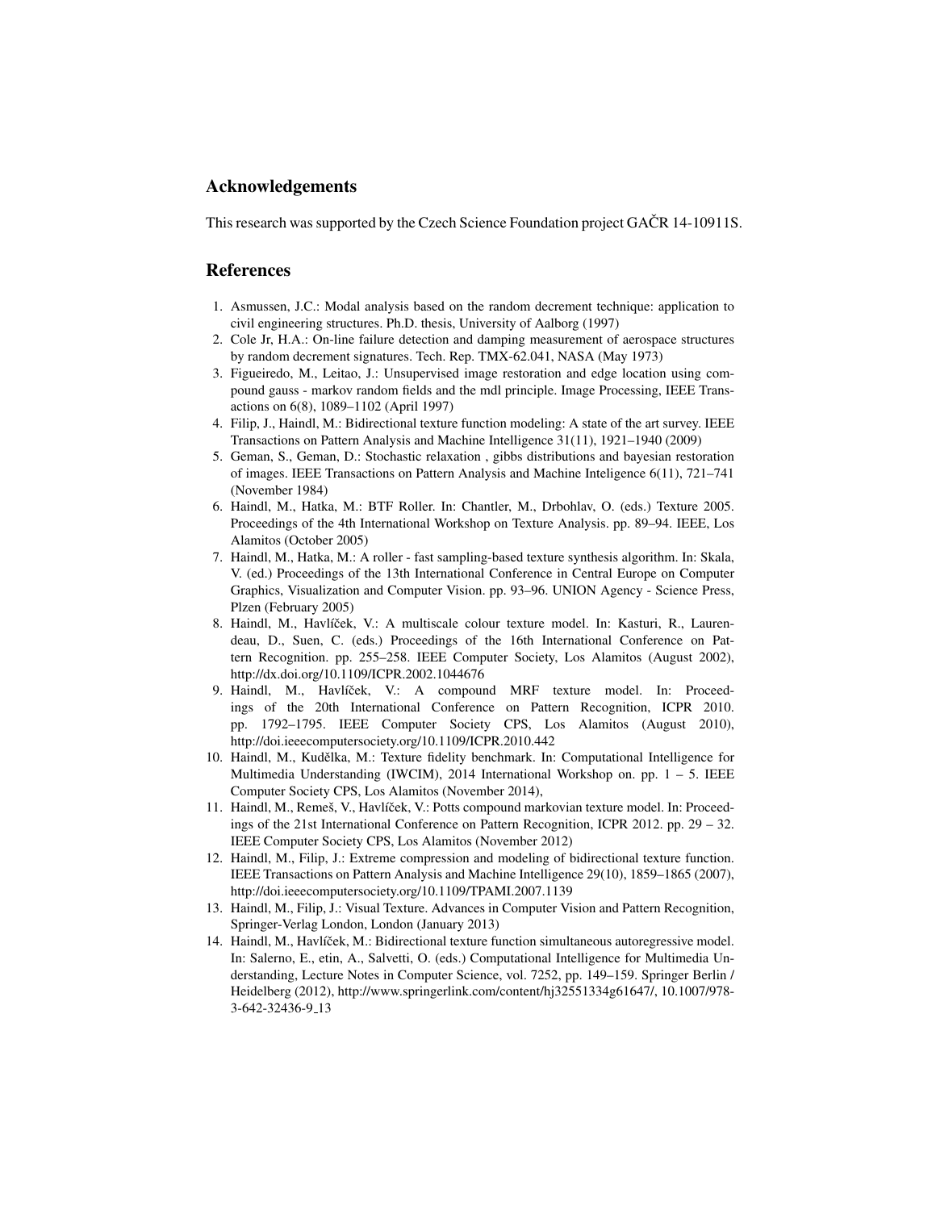## Acknowledgements

This research was supported by the Czech Science Foundation project GAČR 14-10911S.

## References

1. Asmussen, J.C.: Modal analysis based on the random decrement technique: application to civil engineering structures. Ph.D. thesis, University of Aalborg (1997)
2. Cole Jr, H.A.: On-line failure detection and damping measurement of aerospace structures by random decrement signatures. Tech. Rep. TMX-62.041, NASA (May 1973)
3. Figueiredo, M., Leitao, J.: Unsupervised image restoration and edge location using compound gauss - markov random fields and the mdl principle. Image Processing, IEEE Transactions on 6(8), 1089–1102 (April 1997)
4. Filip, J., Haindl, M.: Bidirectional texture function modeling: A state of the art survey. IEEE Transactions on Pattern Analysis and Machine Intelligence 31(11), 1921–1940 (2009)
5. Geman, S., Geman, D.: Stochastic relaxation , gibbs distributions and bayesian restoration of images. IEEE Transactions on Pattern Analysis and Machine Inteligence 6(11), 721–741 (November 1984)
6. Haindl, M., Hatka, M.: BTF Roller. In: Chantler, M., Drbohlav, O. (eds.) Texture 2005. Proceedings of the 4th International Workshop on Texture Analysis. pp. 89–94. IEEE, Los Alamitos (October 2005)
7. Haindl, M., Hatka, M.: A roller - fast sampling-based texture synthesis algorithm. In: Skala, V. (ed.) Proceedings of the 13th International Conference in Central Europe on Computer Graphics, Visualization and Computer Vision. pp. 93–96. UNION Agency - Science Press, Plzen (February 2005)
8. Haindl, M., Havlíček, V.: A multiscale colour texture model. In: Kasturi, R., Laurendeau, D., Suen, C. (eds.) Proceedings of the 16th International Conference on Pattern Recognition. pp. 255–258. IEEE Computer Society, Los Alamitos (August 2002), http://dx.doi.org/10.1109/ICPR.2002.1044676
9. Haindl, M., Havlíček, V.: A compound MRF texture model. In: Proceedings of the 20th International Conference on Pattern Recognition, ICPR 2010. pp. 1792–1795. IEEE Computer Society CPS, Los Alamitos (August 2010), http://doi.ieeecomputersociety.org/10.1109/ICPR.2010.442
10. Haindl, M., Kudělka, M.: Texture fidelity benchmark. In: Computational Intelligence for Multimedia Understanding (IWCIM), 2014 International Workshop on. pp. 1 – 5. IEEE Computer Society CPS, Los Alamitos (November 2014),
11. Haindl, M., Remeš, V., Havlíček, V.: Potts compound markovian texture model. In: Proceedings of the 21st International Conference on Pattern Recognition, ICPR 2012. pp. 29 – 32. IEEE Computer Society CPS, Los Alamitos (November 2012)
12. Haindl, M., Filip, J.: Extreme compression and modeling of bidirectional texture function. IEEE Transactions on Pattern Analysis and Machine Intelligence 29(10), 1859–1865 (2007), http://doi.ieeecomputersociety.org/10.1109/TPAMI.2007.1139
13. Haindl, M., Filip, J.: Visual Texture. Advances in Computer Vision and Pattern Recognition, Springer-Verlag London, London (January 2013)
14. Haindl, M., Havlíček, M.: Bidirectional texture function simultaneous autoregressive model. In: Salerno, E., etin, A., Salvetti, O. (eds.) Computational Intelligence for Multimedia Understanding, Lecture Notes in Computer Science, vol. 7252, pp. 149–159. Springer Berlin / Heidelberg (2012), http://www.springerlink.com/content/hj32551334g61647/, 10.1007/978-3-642-32436-9_13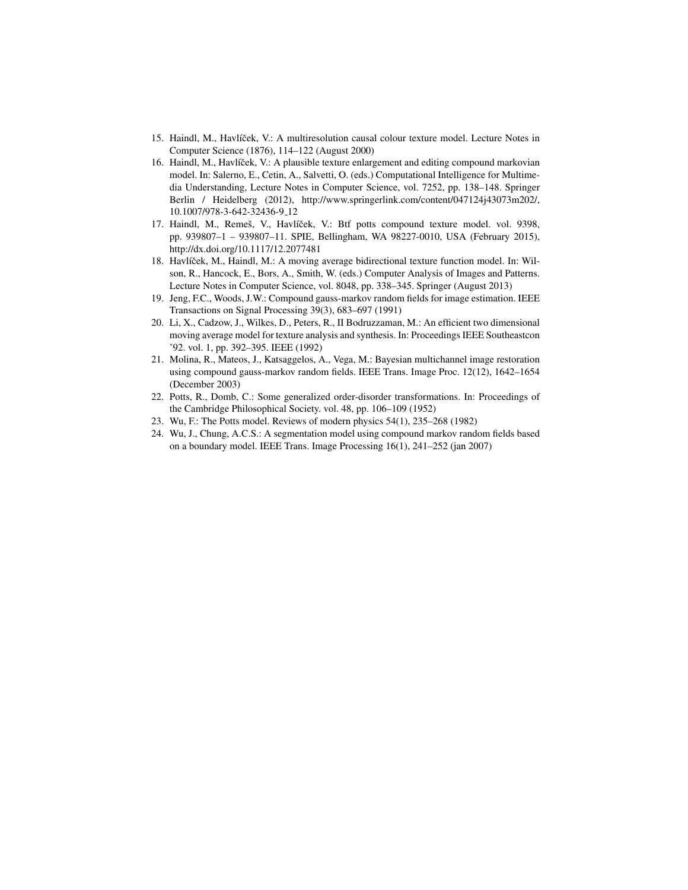15. Haindl, M., Havlíček, V.: A multiresolution causal colour texture model. Lecture Notes in Computer Science (1876), 114–122 (August 2000)
16. Haindl, M., Havlíček, V.: A plausible texture enlargement and editing compound markovian model. In: Salerno, E., Cetin, A., Salvetti, O. (eds.) Computational Intelligence for Multimedia Understanding, Lecture Notes in Computer Science, vol. 7252, pp. 138–148. Springer Berlin / Heidelberg (2012), http://www.springerlink.com/content/047124j43073m202/, 10.1007/978-3-642-32436-9_12
17. Haindl, M., Remeš, V., Havlíček, V.: Btf potts compound texture model. vol. 9398, pp. 939807–1 – 939807–11. SPIE, Bellingham, WA 98227-0010, USA (February 2015), http://dx.doi.org/10.1117/12.2077481
18. Havlíček, M., Haindl, M.: A moving average bidirectional texture function model. In: Wilson, R., Hancock, E., Bors, A., Smith, W. (eds.) Computer Analysis of Images and Patterns. Lecture Notes in Computer Science, vol. 8048, pp. 338–345. Springer (August 2013)
19. Jeng, F.C., Woods, J.W.: Compound gauss-markov random fields for image estimation. IEEE Transactions on Signal Processing 39(3), 683–697 (1991)
20. Li, X., Cadzow, J., Wilkes, D., Peters, R., II Bodruzzaman, M.: An efficient two dimensional moving average model for texture analysis and synthesis. In: Proceedings IEEE Southeastcon '92. vol. 1, pp. 392–395. IEEE (1992)
21. Molina, R., Mateos, J., Katsaggelos, A., Vega, M.: Bayesian multichannel image restoration using compound gauss-markov random fields. IEEE Trans. Image Proc. 12(12), 1642–1654 (December 2003)
22. Potts, R., Domb, C.: Some generalized order-disorder transformations. In: Proceedings of the Cambridge Philosophical Society. vol. 48, pp. 106–109 (1952)
23. Wu, F.: The Potts model. Reviews of modern physics 54(1), 235–268 (1982)
24. Wu, J., Chung, A.C.S.: A segmentation model using compound markov random fields based on a boundary model. IEEE Trans. Image Processing 16(1), 241–252 (jan 2007)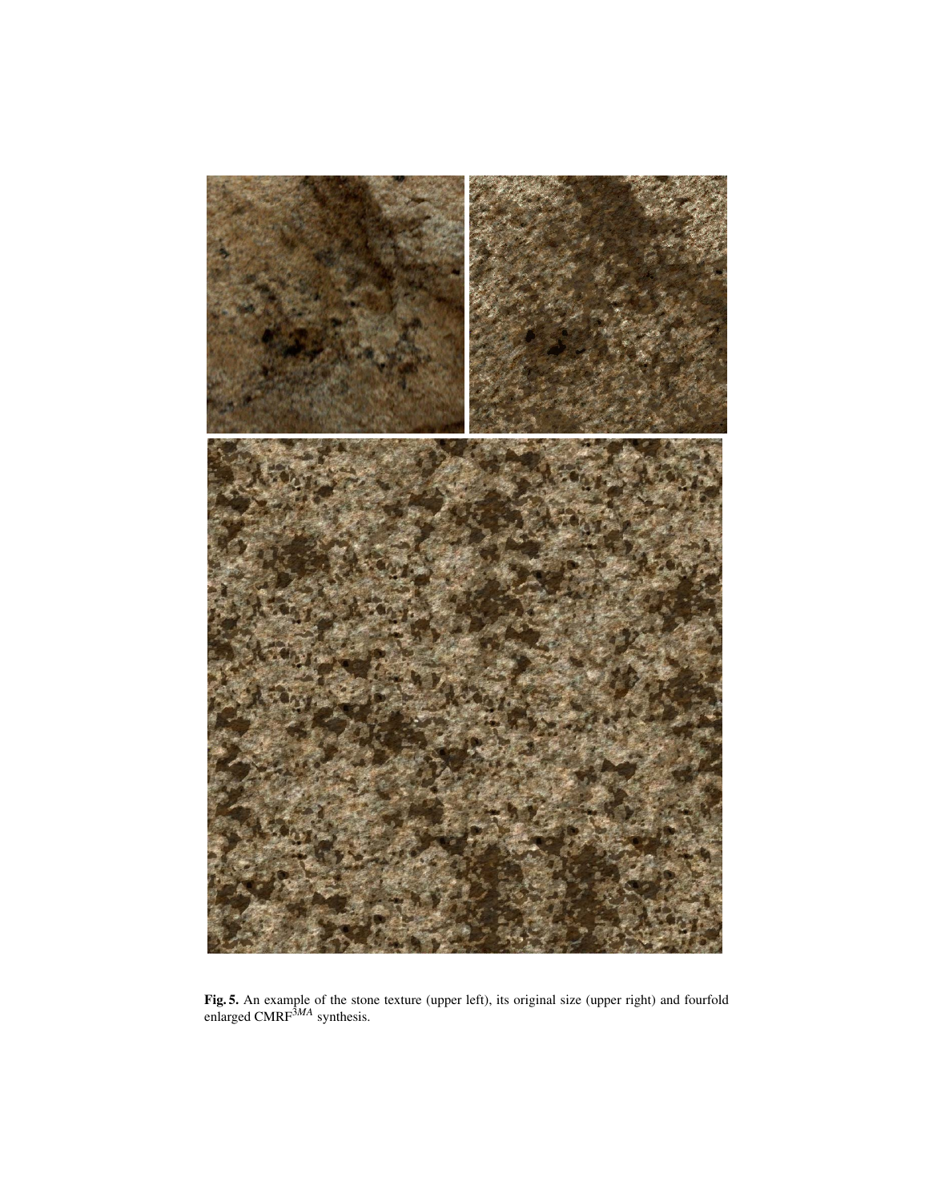**Fig. 5.** An example of the stone texture (upper left), its original size (upper right) and fourfold enlarged CMRF$^{3MA}$ synthesis.